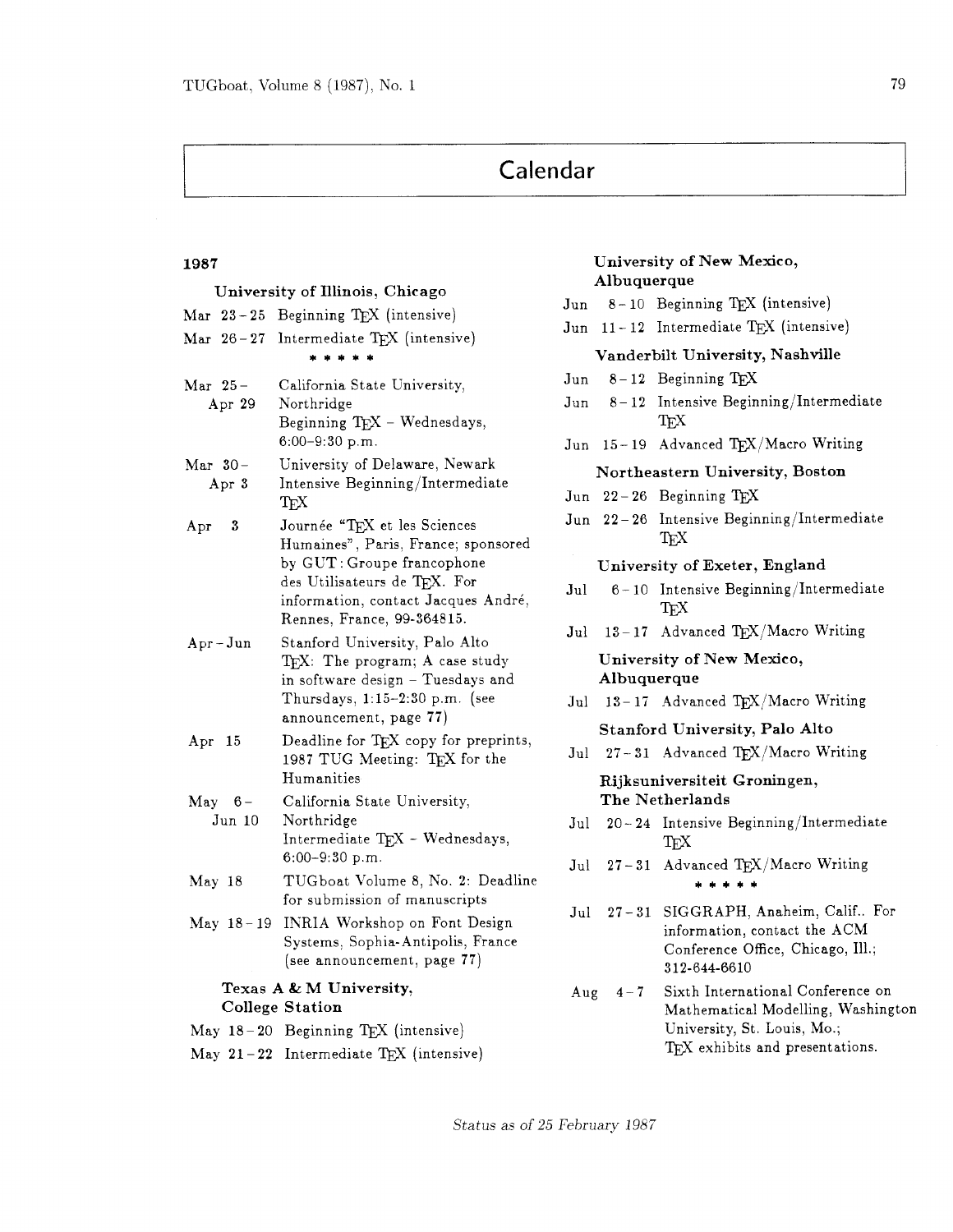# Calendar

## 1987

**University of Illinois, Chicago**

| | |
|---|---|
| Mar 23 – 25 | Beginning TeX (intensive) |
| Mar 26 – 27 | Intermediate TeX (intensive) |

\* \* \* \* \*

| | |
|---|---|
| Mar 25 – Apr 29 | California State University, Northridge<br>Beginning TeX – Wednesdays, 6:00–9:30 p.m. |
| Mar 30 – Apr 3 | University of Delaware, Newark<br>Intensive Beginning/Intermediate TeX |
| Apr 3 | Journée "TeX et les Sciences Humaines", Paris, France; sponsored by GUT : Groupe francophone des Utilisateurs de TeX. For information, contact Jacques André, Rennes, France, 99-364815. |
| Apr – Jun | Stanford University, Palo Alto<br>TeX: The program; A case study in software design – Tuesdays and Thursdays, 1:15–2:30 p.m. (see announcement, page 77) |
| Apr 15 | Deadline for TeX copy for preprints, 1987 TUG Meeting: TeX for the Humanities |
| May 6 – Jun 10 | California State University, Northridge<br>Intermediate TeX – Wednesdays, 6:00–9:30 p.m. |
| May 18 | TUGboat Volume 8, No. 2: Deadline for submission of manuscripts |
| May 18 – 19 | INRIA Workshop on Font Design Systems, Sophia-Antipolis, France (see announcement, page 77) |

**Texas A & M University, College Station**

| | |
|---|---|
| May 18 – 20 | Beginning TeX (intensive) |
| May 21 – 22 | Intermediate TeX (intensive) |

**University of New Mexico, Albuquerque**

| | |
|---|---|
| Jun 8 – 10 | Beginning TeX (intensive) |
| Jun 11 – 12 | Intermediate TeX (intensive) |

**Vanderbilt University, Nashville**

| | |
|---|---|
| Jun 8 – 12 | Beginning TeX |
| Jun 8 – 12 | Intensive Beginning/Intermediate TeX |
| Jun 15 – 19 | Advanced TeX/Macro Writing |

**Northeastern University, Boston**

| | |
|---|---|
| Jun 22 – 26 | Beginning TeX |
| Jun 22 – 26 | Intensive Beginning/Intermediate TeX |

**University of Exeter, England**

| | |
|---|---|
| Jul 6 – 10 | Intensive Beginning/Intermediate TeX |
| Jul 13 – 17 | Advanced TeX/Macro Writing |

**University of New Mexico, Albuquerque**

| | |
|---|---|
| Jul 13 – 17 | Advanced TeX/Macro Writing |

**Stanford University, Palo Alto**

| | |
|---|---|
| Jul 27 – 31 | Advanced TeX/Macro Writing |

**Rijksuniversiteit Groningen, The Netherlands**

| | |
|---|---|
| Jul 20 – 24 | Intensive Beginning/Intermediate TeX |
| Jul 27 – 31 | Advanced TeX/Macro Writing |

\* \* \* \* \*

| | |
|---|---|
| Jul 27 – 31 | SIGGRAPH, Anaheim, Calif.. For information, contact the ACM Conference Office, Chicago, Ill.; 312-644-6610 |
| Aug 4 – 7 | Sixth International Conference on Mathematical Modelling, Washington University, St. Louis, Mo.; TeX exhibits and presentations. |

*Status as of 25 February 1987*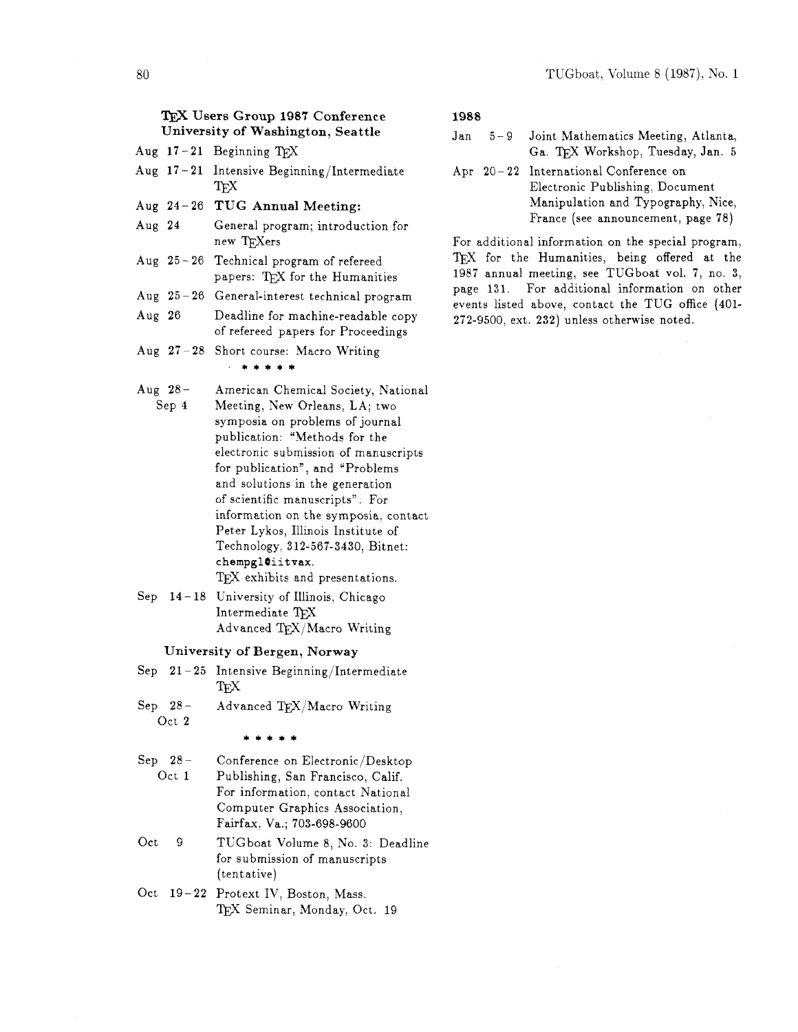**TeX Users Group 1987 Conference**
**University of Washington, Seattle**

Aug 17–21 Beginning TeX

Aug 17–21 Intensive Beginning/Intermediate TeX

Aug 24–26 **TUG Annual Meeting:**

Aug 24 General program; introduction for new TeXers

Aug 25–26 Technical program of refereed papers: TeX for the Humanities

Aug 25–26 General-interest technical program

Aug 26 Deadline for machine-readable copy of refereed papers for Proceedings

Aug 27–28 Short course: Macro Writing

\* \* \* \* \*

Aug 28– Sep 4 American Chemical Society, National Meeting, New Orleans, LA; two symposia on problems of journal publication: "Methods for the electronic submission of manuscripts for publication", and "Problems and solutions in the generation of scientific manuscripts". For information on the symposia, contact Peter Lykos, Illinois Institute of Technology, 312-567-3430, Bitnet: `chempgl@iitvax`.
TeX exhibits and presentations.

Sep 14–18 University of Illinois, Chicago
Intermediate TeX
Advanced TeX/Macro Writing

**University of Bergen, Norway**

Sep 21–25 Intensive Beginning/Intermediate TeX

Sep 28– Oct 2 Advanced TeX/Macro Writing

\* \* \* \* \*

Sep 28– Oct 1 Conference on Electronic/Desktop Publishing, San Francisco, Calif. For information, contact National Computer Graphics Association, Fairfax, Va.; 703-698-9600

Oct 9 TUGboat Volume 8, No. 3: Deadline for submission of manuscripts (tentative)

Oct 19–22 Protext IV, Boston, Mass.
TeX Seminar, Monday, Oct. 19

**1988**

Jan 5–9 Joint Mathematics Meeting, Atlanta, Ga. TeX Workshop, Tuesday, Jan. 5

Apr 20–22 International Conference on Electronic Publishing, Document Manipulation and Typography, Nice, France (see announcement, page 78)

For additional information on the special program, TeX for the Humanities, being offered at the 1987 annual meeting, see TUGboat vol. 7, no. 3, page 131. For additional information on other events listed above, contact the TUG office (401-272-9500, ext. 232) unless otherwise noted.